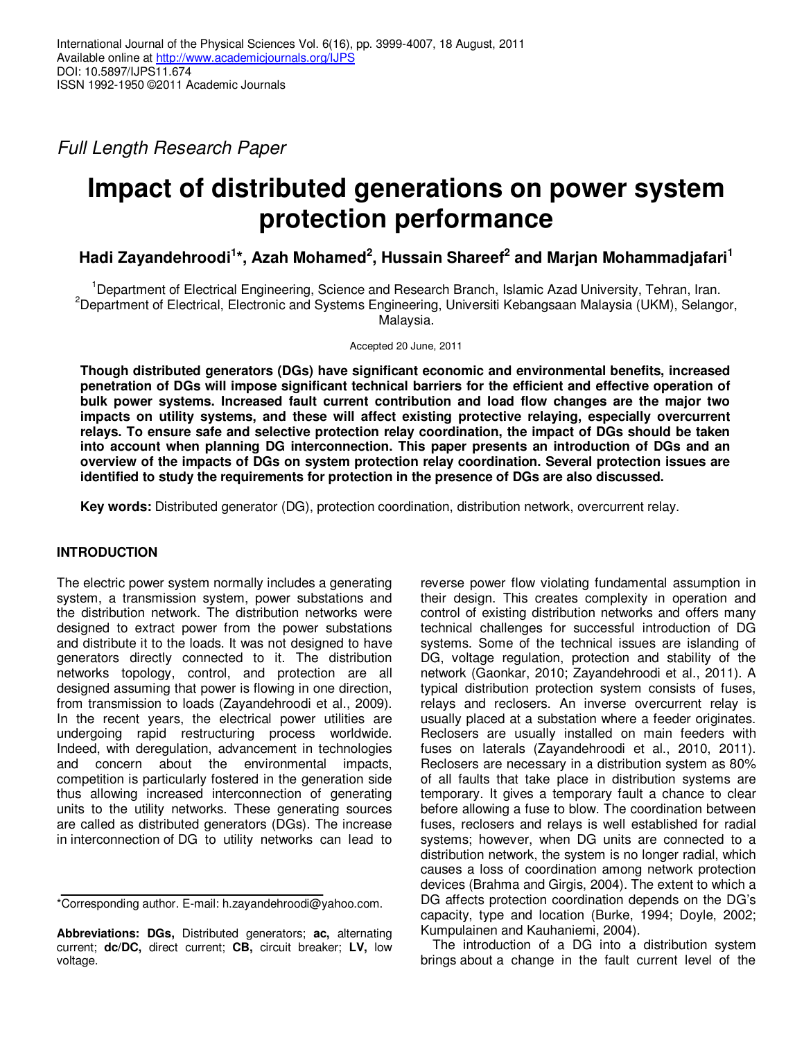International Journal of the Physical Sciences Vol. 6(16), pp. 3999-4007, 18 August, 2011
Available online at http://www.academicjournals.org/IJPS
DOI: 10.5897/IJPS11.674
ISSN 1992-1950 ©2011 Academic Journals

*Full Length Research Paper*

# Impact of distributed generations on power system protection performance

**Hadi Zayandehroodi[1]\*, Azah Mohamed[2], Hussain Shareef[2] and Marjan Mohammadjafari[1]**

[1]Department of Electrical Engineering, Science and Research Branch, Islamic Azad University, Tehran, Iran.
[2]Department of Electrical, Electronic and Systems Engineering, Universiti Kebangsaan Malaysia (UKM), Selangor, Malaysia.

Accepted 20 June, 2011

**Though distributed generators (DGs) have significant economic and environmental benefits, increased penetration of DGs will impose significant technical barriers for the efficient and effective operation of bulk power systems. Increased fault current contribution and load flow changes are the major two impacts on utility systems, and these will affect existing protective relaying, especially overcurrent relays. To ensure safe and selective protection relay coordination, the impact of DGs should be taken into account when planning DG interconnection. This paper presents an introduction of DGs and an overview of the impacts of DGs on system protection relay coordination. Several protection issues are identified to study the requirements for protection in the presence of DGs are also discussed.**

**Key words:** Distributed generator (DG), protection coordination, distribution network, overcurrent relay.

## INTRODUCTION

The electric power system normally includes a generating system, a transmission system, power substations and the distribution network. The distribution networks were designed to extract power from the power substations and distribute it to the loads. It was not designed to have generators directly connected to it. The distribution networks topology, control, and protection are all designed assuming that power is flowing in one direction, from transmission to loads (Zayandehroodi et al., 2009). In the recent years, the electrical power utilities are undergoing rapid restructuring process worldwide. Indeed, with deregulation, advancement in technologies and concern about the environmental impacts, competition is particularly fostered in the generation side thus allowing increased interconnection of generating units to the utility networks. These generating sources are called as distributed generators (DGs). The increase in interconnection of DG to utility networks can lead to reverse power flow violating fundamental assumption in their design. This creates complexity in operation and control of existing distribution networks and offers many technical challenges for successful introduction of DG systems. Some of the technical issues are islanding of DG, voltage regulation, protection and stability of the network (Gaonkar, 2010; Zayandehroodi et al., 2011). A typical distribution protection system consists of fuses, relays and reclosers. An inverse overcurrent relay is usually placed at a substation where a feeder originates. Reclosers are usually installed on main feeders with fuses on laterals (Zayandehroodi et al., 2010, 2011). Reclosers are necessary in a distribution system as 80% of all faults that take place in distribution systems are temporary. It gives a temporary fault a chance to clear before allowing a fuse to blow. The coordination between fuses, reclosers and relays is well established for radial systems; however, when DG units are connected to a distribution network, the system is no longer radial, which causes a loss of coordination among network protection devices (Brahma and Girgis, 2004). The extent to which a DG affects protection coordination depends on the DG's capacity, type and location (Burke, 1994; Doyle, 2002; Kumpulainen and Kauhaniemi, 2004).

The introduction of a DG into a distribution system brings about a change in the fault current level of the

\*Corresponding author. E-mail: h.zayandehroodi@yahoo.com.

**Abbreviations: DGs,** Distributed generators; **ac,** alternating current; **dc/DC,** direct current; **CB,** circuit breaker; **LV,** low voltage.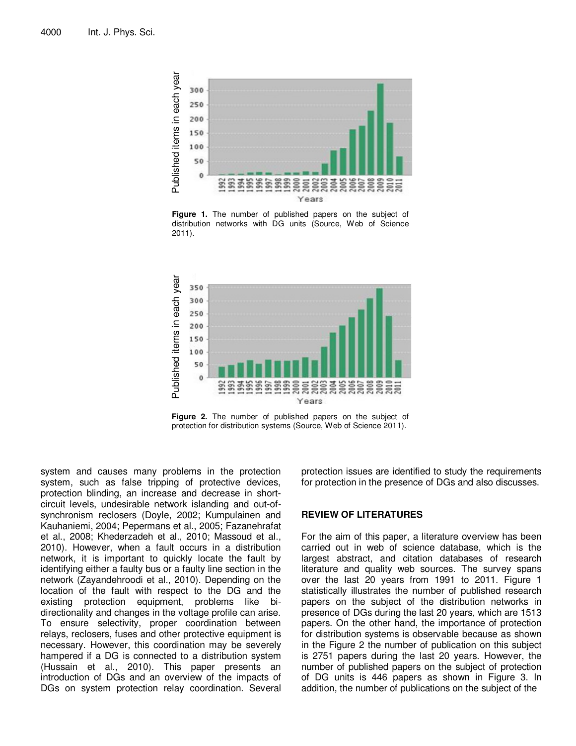Figure 1. The number of published papers on the subject of distribution networks with DG units (Source, Web of Science 2011).

Figure 2. The number of published papers on the subject of protection for distribution systems (Source, Web of Science 2011).

system and causes many problems in the protection system, such as false tripping of protective devices, protection blinding, an increase and decrease in short-circuit levels, undesirable network islanding and out-of-synchronism reclosers (Doyle, 2002; Kumpulainen and Kauhaniemi, 2004; Pepermans et al., 2005; Fazanehrafat et al., 2008; Khederzadeh et al., 2010; Massoud et al., 2010). However, when a fault occurs in a distribution network, it is important to quickly locate the fault by identifying either a faulty bus or a faulty line section in the network (Zayandehroodi et al., 2010). Depending on the location of the fault with respect to the DG and the existing protection equipment, problems like bi-directionality and changes in the voltage profile can arise. To ensure selectivity, proper coordination between relays, reclosers, fuses and other protective equipment is necessary. However, this coordination may be severely hampered if a DG is connected to a distribution system (Hussain et al., 2010). This paper presents an introduction of DGs and an overview of the impacts of DGs on system protection relay coordination. Several protection issues are identified to study the requirements for protection in the presence of DGs and also discusses.

## REVIEW OF LITERATURES

For the aim of this paper, a literature overview has been carried out in web of science database, which is the largest abstract, and citation databases of research literature and quality web sources. The survey spans over the last 20 years from 1991 to 2011. Figure 1 statistically illustrates the number of published research papers on the subject of the distribution networks in presence of DGs during the last 20 years, which are 1513 papers. On the other hand, the importance of protection for distribution systems is observable because as shown in the Figure 2 the number of publication on this subject is 2751 papers during the last 20 years. However, the number of published papers on the subject of protection of DG units is 446 papers as shown in Figure 3. In addition, the number of publications on the subject of the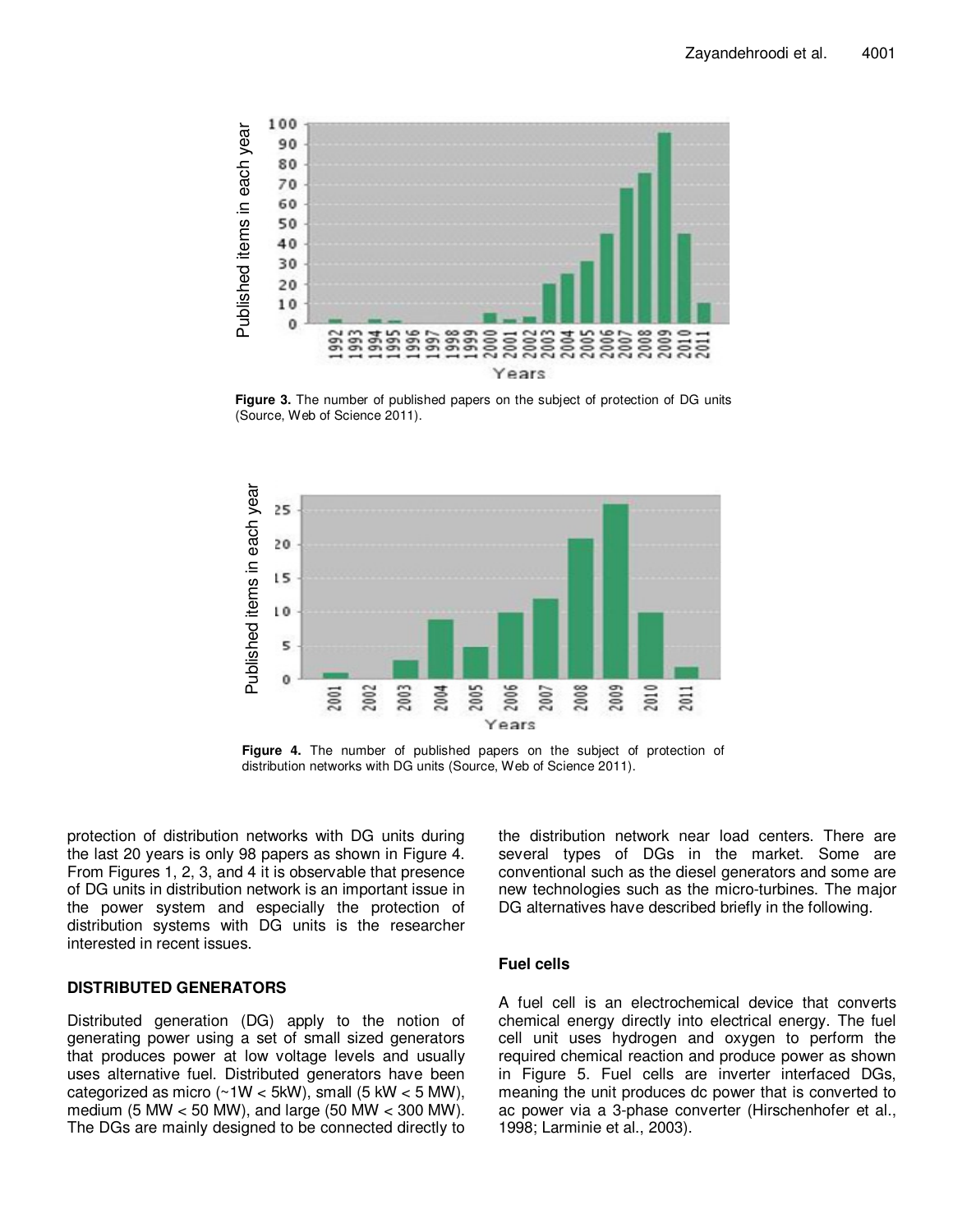Figure 3. The number of published papers on the subject of protection of DG units (Source, Web of Science 2011).

Figure 4. The number of published papers on the subject of protection of distribution networks with DG units (Source, Web of Science 2011).

protection of distribution networks with DG units during the last 20 years is only 98 papers as shown in Figure 4. From Figures 1, 2, 3, and 4 it is observable that presence of DG units in distribution network is an important issue in the power system and especially the protection of distribution systems with DG units is the researcher interested in recent issues.

## DISTRIBUTED GENERATORS

Distributed generation (DG) apply to the notion of generating power using a set of small sized generators that produces power at low voltage levels and usually uses alternative fuel. Distributed generators have been categorized as micro (~1W < 5kW), small (5 kW < 5 MW), medium (5 MW < 50 MW), and large (50 MW < 300 MW). The DGs are mainly designed to be connected directly to the distribution network near load centers. There are several types of DGs in the market. Some are conventional such as the diesel generators and some are new technologies such as the micro-turbines. The major DG alternatives have described briefly in the following.

### Fuel cells

A fuel cell is an electrochemical device that converts chemical energy directly into electrical energy. The fuel cell unit uses hydrogen and oxygen to perform the required chemical reaction and produce power as shown in Figure 5. Fuel cells are inverter interfaced DGs, meaning the unit produces dc power that is converted to ac power via a 3-phase converter (Hirschenhofer et al., 1998; Larminie et al., 2003).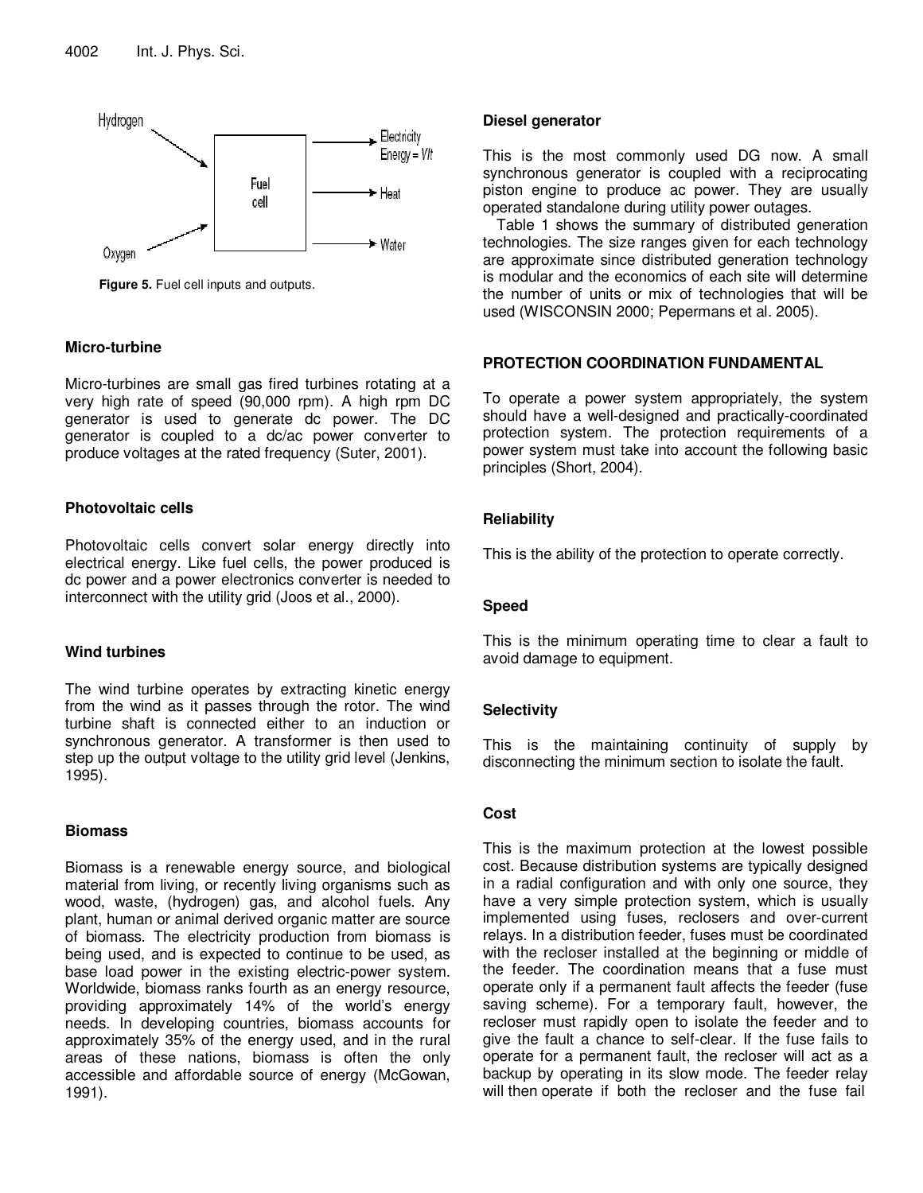Figure 5. Fuel cell inputs and outputs.

### Micro-turbine

Micro-turbines are small gas fired turbines rotating at a very high rate of speed (90,000 rpm). A high rpm DC generator is used to generate dc power. The DC generator is coupled to a dc/ac power converter to produce voltages at the rated frequency (Suter, 2001).

### Photovoltaic cells

Photovoltaic cells convert solar energy directly into electrical energy. Like fuel cells, the power produced is dc power and a power electronics converter is needed to interconnect with the utility grid (Joos et al., 2000).

### Wind turbines

The wind turbine operates by extracting kinetic energy from the wind as it passes through the rotor. The wind turbine shaft is connected either to an induction or synchronous generator. A transformer is then used to step up the output voltage to the utility grid level (Jenkins, 1995).

### Biomass

Biomass is a renewable energy source, and biological material from living, or recently living organisms such as wood, waste, (hydrogen) gas, and alcohol fuels. Any plant, human or animal derived organic matter are source of biomass. The electricity production from biomass is being used, and is expected to continue to be used, as base load power in the existing electric-power system. Worldwide, biomass ranks fourth as an energy resource, providing approximately 14% of the world's energy needs. In developing countries, biomass accounts for approximately 35% of the energy used, and in the rural areas of these nations, biomass is often the only accessible and affordable source of energy (McGowan, 1991).

### Diesel generator

This is the most commonly used DG now. A small synchronous generator is coupled with a reciprocating piston engine to produce ac power. They are usually operated standalone during utility power outages.

Table 1 shows the summary of distributed generation technologies. The size ranges given for each technology are approximate since distributed generation technology is modular and the economics of each site will determine the number of units or mix of technologies that will be used (WISCONSIN 2000; Pepermans et al. 2005).

## PROTECTION COORDINATION FUNDAMENTAL

To operate a power system appropriately, the system should have a well-designed and practically-coordinated protection system. The protection requirements of a power system must take into account the following basic principles (Short, 2004).

### Reliability

This is the ability of the protection to operate correctly.

### Speed

This is the minimum operating time to clear a fault to avoid damage to equipment.

### Selectivity

This is the maintaining continuity of supply by disconnecting the minimum section to isolate the fault.

### Cost

This is the maximum protection at the lowest possible cost. Because distribution systems are typically designed in a radial configuration and with only one source, they have a very simple protection system, which is usually implemented using fuses, reclosers and over-current relays. In a distribution feeder, fuses must be coordinated with the recloser installed at the beginning or middle of the feeder. The coordination means that a fuse must operate only if a permanent fault affects the feeder (fuse saving scheme). For a temporary fault, however, the recloser must rapidly open to isolate the feeder and to give the fault a chance to self-clear. If the fuse fails to operate for a permanent fault, the recloser will act as a backup by operating in its slow mode. The feeder relay will then operate if both the recloser and the fuse fail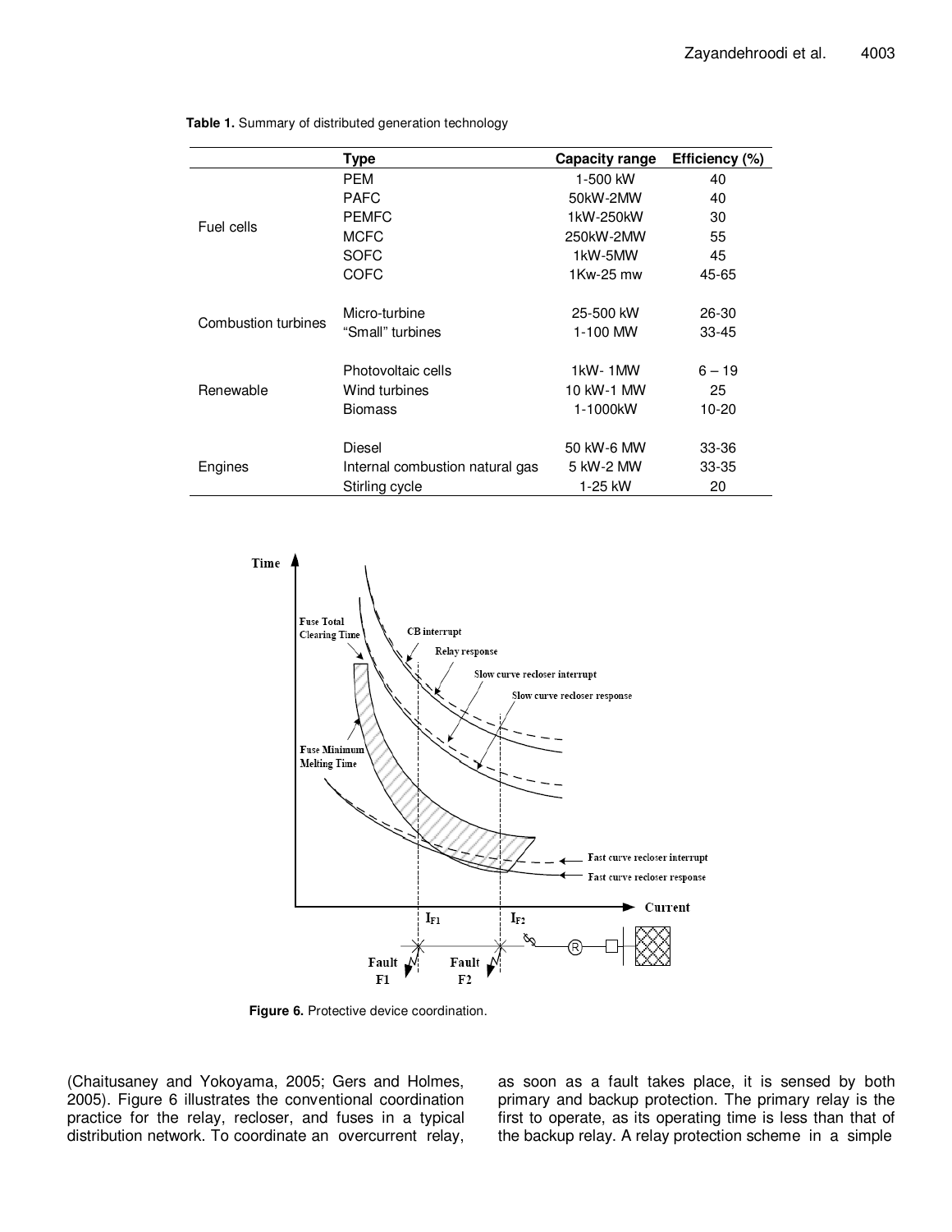**Table 1.** Summary of distributed generation technology

| | Type | Capacity range | Efficiency (%) |
|---|---|---|---|
| Fuel cells | PEM | 1-500 kW | 40 |
| | PAFC | 50kW-2MW | 40 |
| | PEMFC | 1kW-250kW | 30 |
| | MCFC | 250kW-2MW | 55 |
| | SOFC | 1kW-5MW | 45 |
| | COFC | 1Kw-25 mw | 45-65 |
| Combustion turbines | Micro-turbine | 25-500 kW | 26-30 |
| | "Small" turbines | 1-100 MW | 33-45 |
| Renewable | Photovoltaic cells | 1kW- 1MW | 6 – 19 |
| | Wind turbines | 10 kW-1 MW | 25 |
| | Biomass | 1-1000kW | 10-20 |
| Engines | Diesel | 50 kW-6 MW | 33-36 |
| | Internal combustion natural gas | 5 kW-2 MW | 33-35 |
| | Stirling cycle | 1-25 kW | 20 |

**Figure 6.** Protective device coordination.

(Chaitusaney and Yokoyama, 2005; Gers and Holmes, 2005). Figure 6 illustrates the conventional coordination practice for the relay, recloser, and fuses in a typical distribution network. To coordinate an overcurrent relay, as soon as a fault takes place, it is sensed by both primary and backup protection. The primary relay is the first to operate, as its operating time is less than that of the backup relay. A relay protection scheme in a simple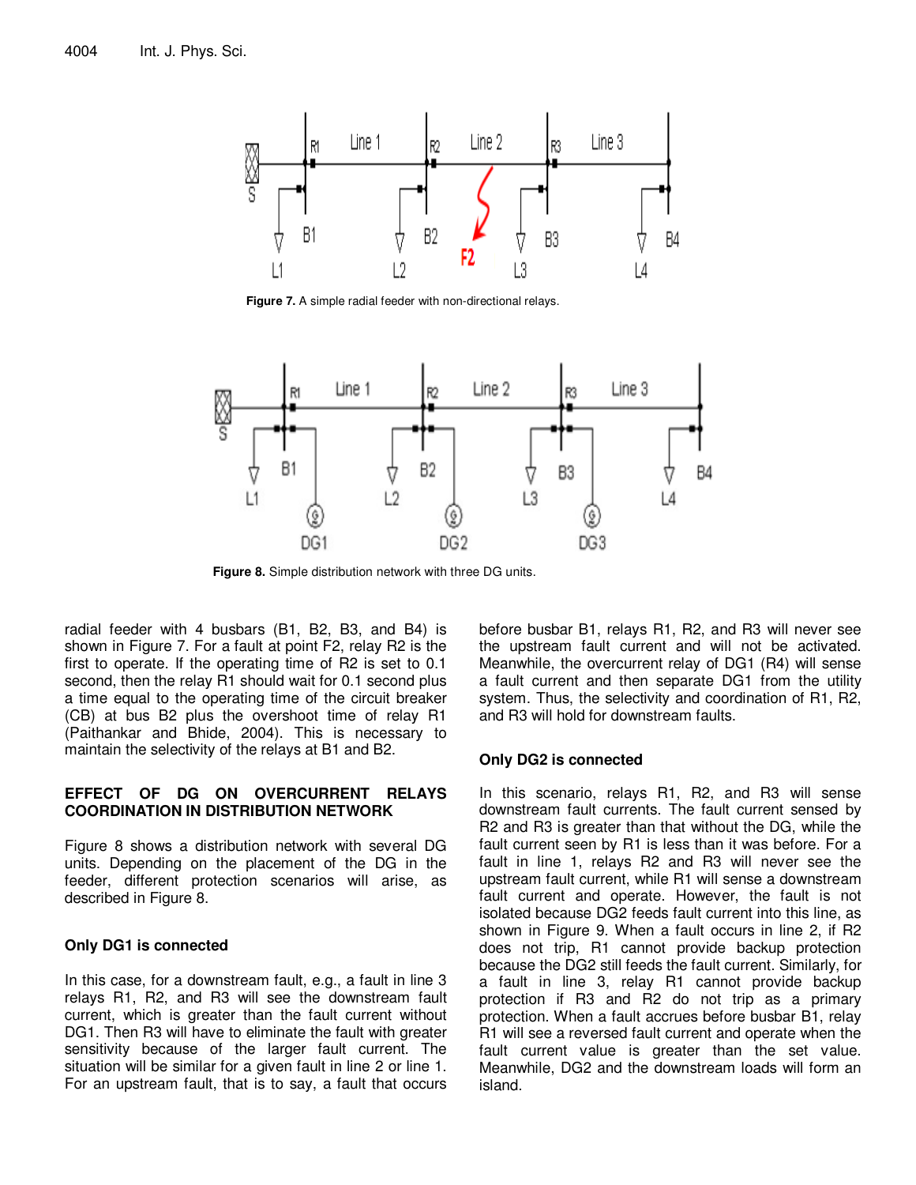Figure 7. A simple radial feeder with non-directional relays.

Figure 8. Simple distribution network with three DG units.

radial feeder with 4 busbars (B1, B2, B3, and B4) is shown in Figure 7. For a fault at point F2, relay R2 is the first to operate. If the operating time of R2 is set to 0.1 second, then the relay R1 should wait for 0.1 second plus a time equal to the operating time of the circuit breaker (CB) at bus B2 plus the overshoot time of relay R1 (Paithankar and Bhide, 2004). This is necessary to maintain the selectivity of the relays at B1 and B2.

## EFFECT OF DG ON OVERCURRENT RELAYS COORDINATION IN DISTRIBUTION NETWORK

Figure 8 shows a distribution network with several DG units. Depending on the placement of the DG in the feeder, different protection scenarios will arise, as described in Figure 8.

### Only DG1 is connected

In this case, for a downstream fault, e.g., a fault in line 3 relays R1, R2, and R3 will see the downstream fault current, which is greater than the fault current without DG1. Then R3 will have to eliminate the fault with greater sensitivity because of the larger fault current. The situation will be similar for a given fault in line 2 or line 1. For an upstream fault, that is to say, a fault that occurs before busbar B1, relays R1, R2, and R3 will never see the upstream fault current and will not be activated. Meanwhile, the overcurrent relay of DG1 (R4) will sense a fault current and then separate DG1 from the utility system. Thus, the selectivity and coordination of R1, R2, and R3 will hold for downstream faults.

### Only DG2 is connected

In this scenario, relays R1, R2, and R3 will sense downstream fault currents. The fault current sensed by R2 and R3 is greater than that without the DG, while the fault current seen by R1 is less than it was before. For a fault in line 1, relays R2 and R3 will never see the upstream fault current, while R1 will sense a downstream fault current and operate. However, the fault is not isolated because DG2 feeds fault current into this line, as shown in Figure 9. When a fault occurs in line 2, if R2 does not trip, R1 cannot provide backup protection because the DG2 still feeds the fault current. Similarly, for a fault in line 3, relay R1 cannot provide backup protection if R3 and R2 do not trip as a primary protection. When a fault accrues before busbar B1, relay R1 will see a reversed fault current and operate when the fault current value is greater than the set value. Meanwhile, DG2 and the downstream loads will form an island.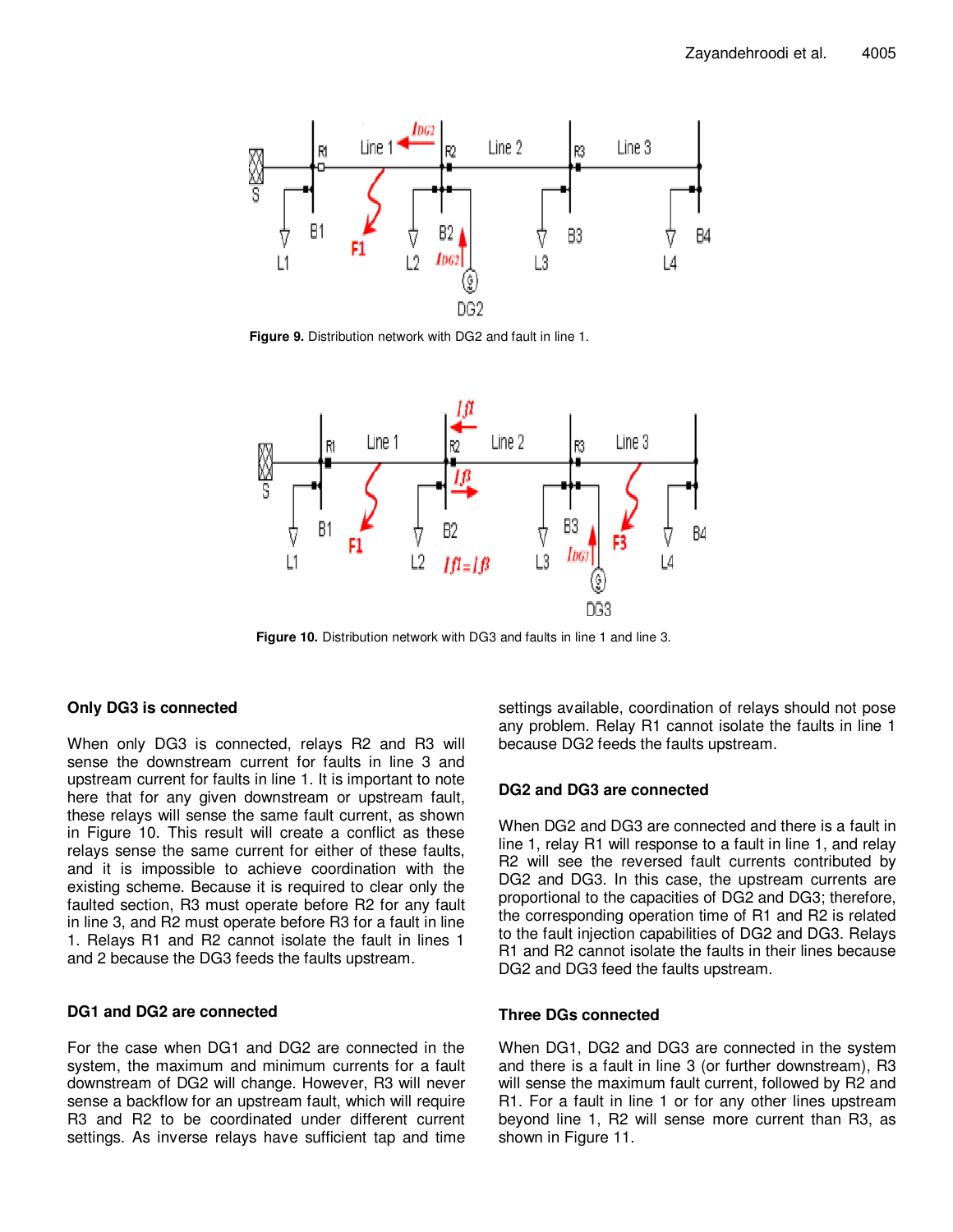Figure 9. Distribution network with DG2 and fault in line 1.

Figure 10. Distribution network with DG3 and faults in line 1 and line 3.

## Only DG3 is connected

When only DG3 is connected, relays R2 and R3 will sense the downstream current for faults in line 3 and upstream current for faults in line 1. It is important to note here that for any given downstream or upstream fault, these relays will sense the same fault current, as shown in Figure 10. This result will create a conflict as these relays sense the same current for either of these faults, and it is impossible to achieve coordination with the existing scheme. Because it is required to clear only the faulted section, R3 must operate before R2 for any fault in line 3, and R2 must operate before R3 for a fault in line 1. Relays R1 and R2 cannot isolate the fault in lines 1 and 2 because the DG3 feeds the faults upstream.

## DG1 and DG2 are connected

For the case when DG1 and DG2 are connected in the system, the maximum and minimum currents for a fault downstream of DG2 will change. However, R3 will never sense a backflow for an upstream fault, which will require R3 and R2 to be coordinated under different current settings. As inverse relays have sufficient tap and time settings available, coordination of relays should not pose any problem. Relay R1 cannot isolate the faults in line 1 because DG2 feeds the faults upstream.

## DG2 and DG3 are connected

When DG2 and DG3 are connected and there is a fault in line 1, relay R1 will response to a fault in line 1, and relay R2 will see the reversed fault currents contributed by DG2 and DG3. In this case, the upstream currents are proportional to the capacities of DG2 and DG3; therefore, the corresponding operation time of R1 and R2 is related to the fault injection capabilities of DG2 and DG3. Relays R1 and R2 cannot isolate the faults in their lines because DG2 and DG3 feed the faults upstream.

## Three DGs connected

When DG1, DG2 and DG3 are connected in the system and there is a fault in line 3 (or further downstream), R3 will sense the maximum fault current, followed by R2 and R1. For a fault in line 1 or for any other lines upstream beyond line 1, R2 will sense more current than R3, as shown in Figure 11.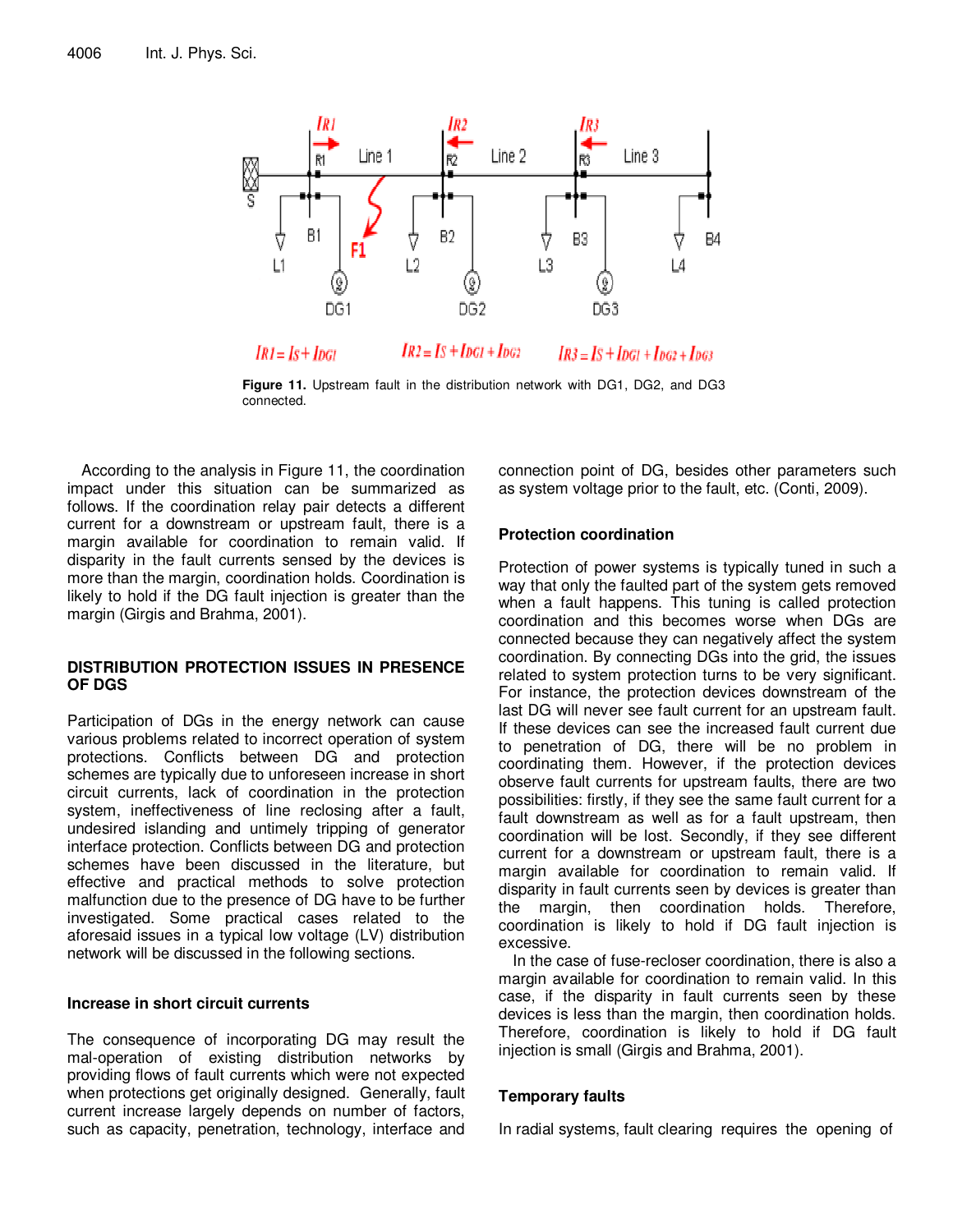IR1

R1

Line 1

IR2

R2

Line 2

IR3

R3

Line 3

S

B1

L1

DG1

F1

B2

L2

DG2

L3

B3

DG3

L4

B4

$I_{R1} = I_S + I_{DG1}$

$I_{R2} = I_S + I_{DG1} + I_{DG2}$

$I_{R3} = I_S + I_{DG1} + I_{DG2} + I_{DG3}$

**Figure 11.** Upstream fault in the distribution network with DG1, DG2, and DG3 connected.

According to the analysis in Figure 11, the coordination impact under this situation can be summarized as follows. If the coordination relay pair detects a different current for a downstream or upstream fault, there is a margin available for coordination to remain valid. If disparity in the fault currents sensed by the devices is more than the margin, coordination holds. Coordination is likely to hold if the DG fault injection is greater than the margin (Girgis and Brahma, 2001).

## DISTRIBUTION PROTECTION ISSUES IN PRESENCE OF DGS

Participation of DGs in the energy network can cause various problems related to incorrect operation of system protections. Conflicts between DG and protection schemes are typically due to unforeseen increase in short circuit currents, lack of coordination in the protection system, ineffectiveness of line reclosing after a fault, undesired islanding and untimely tripping of generator interface protection. Conflicts between DG and protection schemes have been discussed in the literature, but effective and practical methods to solve protection malfunction due to the presence of DG have to be further investigated. Some practical cases related to the aforesaid issues in a typical low voltage (LV) distribution network will be discussed in the following sections.

### Increase in short circuit currents

The consequence of incorporating DG may result the mal-operation of existing distribution networks by providing flows of fault currents which were not expected when protections get originally designed. Generally, fault current increase largely depends on number of factors, such as capacity, penetration, technology, interface and connection point of DG, besides other parameters such as system voltage prior to the fault, etc. (Conti, 2009).

### Protection coordination

Protection of power systems is typically tuned in such a way that only the faulted part of the system gets removed when a fault happens. This tuning is called protection coordination and this becomes worse when DGs are connected because they can negatively affect the system coordination. By connecting DGs into the grid, the issues related to system protection turns to be very significant. For instance, the protection devices downstream of the last DG will never see fault current for an upstream fault. If these devices can see the increased fault current due to penetration of DG, there will be no problem in coordinating them. However, if the protection devices observe fault currents for upstream faults, there are two possibilities: firstly, if they see the same fault current for a fault downstream as well as for a fault upstream, then coordination will be lost. Secondly, if they see different current for a downstream or upstream fault, there is a margin available for coordination to remain valid. If disparity in fault currents seen by devices is greater than the margin, then coordination holds. Therefore, coordination is likely to hold if DG fault injection is excessive.

In the case of fuse-recloser coordination, there is also a margin available for coordination to remain valid. In this case, if the disparity in fault currents seen by these devices is less than the margin, then coordination holds. Therefore, coordination is likely to hold if DG fault injection is small (Girgis and Brahma, 2001).

### Temporary faults

In radial systems, fault clearing requires the opening of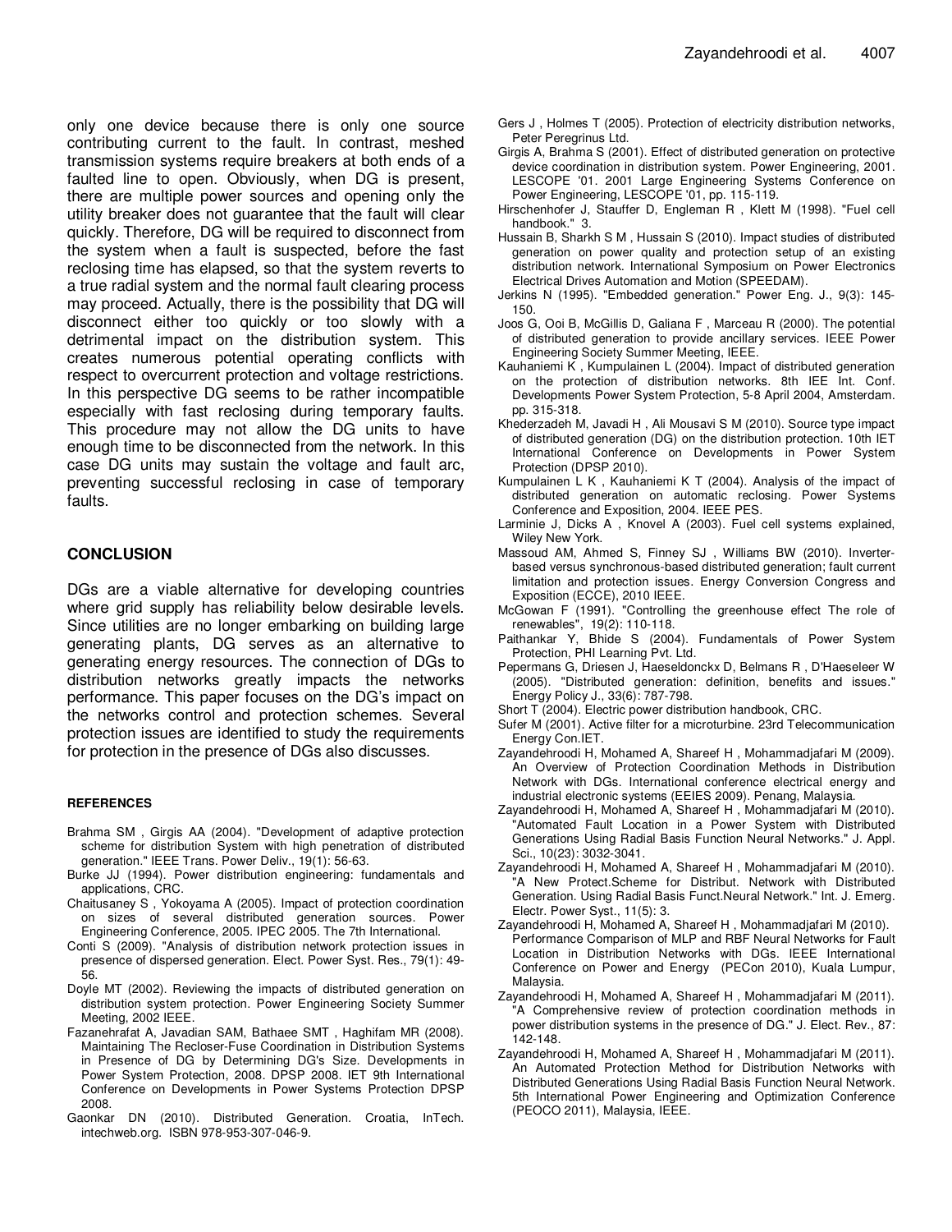only one device because there is only one source contributing current to the fault. In contrast, meshed transmission systems require breakers at both ends of a faulted line to open. Obviously, when DG is present, there are multiple power sources and opening only the utility breaker does not guarantee that the fault will clear quickly. Therefore, DG will be required to disconnect from the system when a fault is suspected, before the fast reclosing time has elapsed, so that the system reverts to a true radial system and the normal fault clearing process may proceed. Actually, there is the possibility that DG will disconnect either too quickly or too slowly with a detrimental impact on the distribution system. This creates numerous potential operating conflicts with respect to overcurrent protection and voltage restrictions. In this perspective DG seems to be rather incompatible especially with fast reclosing during temporary faults. This procedure may not allow the DG units to have enough time to be disconnected from the network. In this case DG units may sustain the voltage and fault arc, preventing successful reclosing in case of temporary faults.

## CONCLUSION

DGs are a viable alternative for developing countries where grid supply has reliability below desirable levels. Since utilities are no longer embarking on building large generating plants, DG serves as an alternative to generating energy resources. The connection of DGs to distribution networks greatly impacts the networks performance. This paper focuses on the DG's impact on the networks control and protection schemes. Several protection issues are identified to study the requirements for protection in the presence of DGs also discusses.

### REFERENCES

Brahma SM , Girgis AA (2004). "Development of adaptive protection scheme for distribution System with high penetration of distributed generation." IEEE Trans. Power Deliv., 19(1): 56-63.

Burke JJ (1994). Power distribution engineering: fundamentals and applications, CRC.

Chaitusaney S , Yokoyama A (2005). Impact of protection coordination on sizes of several distributed generation sources. Power Engineering Conference, 2005. IPEC 2005. The 7th International.

Conti S (2009). "Analysis of distribution network protection issues in presence of dispersed generation. Elect. Power Syst. Res., 79(1): 49-56.

Doyle MT (2002). Reviewing the impacts of distributed generation on distribution system protection. Power Engineering Society Summer Meeting, 2002 IEEE.

Fazanehrafat A, Javadian SAM, Bathaee SMT , Haghifam MR (2008). Maintaining The Recloser-Fuse Coordination in Distribution Systems in Presence of DG by Determining DG's Size. Developments in Power System Protection, 2008. DPSP 2008. IET 9th International Conference on Developments in Power Systems Protection DPSP 2008.

Gaonkar DN (2010). Distributed Generation. Croatia, InTech. intechweb.org. ISBN 978-953-307-046-9.

Gers J , Holmes T (2005). Protection of electricity distribution networks, Peter Peregrinus Ltd.

Girgis A, Brahma S (2001). Effect of distributed generation on protective device coordination in distribution system. Power Engineering, 2001. LESCOPE '01. 2001 Large Engineering Systems Conference on Power Engineering, LESCOPE '01, pp. 115-119.

Hirschenhofer J, Stauffer D, Engleman R , Klett M (1998). "Fuel cell handbook." 3.

Hussain B, Sharkh S M , Hussain S (2010). Impact studies of distributed generation on power quality and protection setup of an existing distribution network. International Symposium on Power Electronics Electrical Drives Automation and Motion (SPEEDAM).

Jerkins N (1995). "Embedded generation." Power Eng. J., 9(3): 145-150.

Joos G, Ooi B, McGillis D, Galiana F , Marceau R (2000). The potential of distributed generation to provide ancillary services. IEEE Power Engineering Society Summer Meeting, IEEE.

Kauhaniemi K , Kumpulainen L (2004). Impact of distributed generation on the protection of distribution networks. 8th IEE Int. Conf. Developments Power System Protection, 5-8 April 2004, Amsterdam. pp. 315-318.

Khederzadeh M, Javadi H , Ali Mousavi S M (2010). Source type impact of distributed generation (DG) on the distribution protection. 10th IET International Conference on Developments in Power System Protection (DPSP 2010).

Kumpulainen L K , Kauhaniemi K T (2004). Analysis of the impact of distributed generation on automatic reclosing. Power Systems Conference and Exposition, 2004. IEEE PES.

Larminie J, Dicks A , Knovel A (2003). Fuel cell systems explained, Wiley New York.

Massoud AM, Ahmed S, Finney SJ , Williams BW (2010). Inverter-based versus synchronous-based distributed generation; fault current limitation and protection issues. Energy Conversion Congress and Exposition (ECCE), 2010 IEEE.

McGowan F (1991). "Controlling the greenhouse effect The role of renewables", 19(2): 110-118.

Paithankar Y, Bhide S (2004). Fundamentals of Power System Protection, PHI Learning Pvt. Ltd.

Pepermans G, Driesen J, Haeseldonckx D, Belmans R , D'Haeseleer W (2005). "Distributed generation: definition, benefits and issues." Energy Policy J., 33(6): 787-798.

Short T (2004). Electric power distribution handbook, CRC.

Sufer M (2001). Active filter for a microturbine. 23rd Telecommunication Energy Con.IET.

Zayandehroodi H, Mohamed A, Shareef H , Mohammadjafari M (2009). An Overview of Protection Coordination Methods in Distribution Network with DGs. International conference electrical energy and industrial electronic systems (EEIES 2009). Penang, Malaysia.

Zayandehroodi H, Mohamed A, Shareef H , Mohammadjafari M (2010). "Automated Fault Location in a Power System with Distributed Generations Using Radial Basis Function Neural Networks." J. Appl. Sci., 10(23): 3032-3041.

Zayandehroodi H, Mohamed A, Shareef H , Mohammadjafari M (2010). "A New Protect.Scheme for Distribut. Network with Distributed Generation. Using Radial Basis Funct.Neural Network." Int. J. Emerg. Electr. Power Syst., 11(5): 3.

Zayandehroodi H, Mohamed A, Shareef H , Mohammadjafari M (2010). Performance Comparison of MLP and RBF Neural Networks for Fault Location in Distribution Networks with DGs. IEEE International Conference on Power and Energy (PECon 2010), Kuala Lumpur, Malaysia.

Zayandehroodi H, Mohamed A, Shareef H , Mohammadjafari M (2011). "A Comprehensive review of protection coordination methods in power distribution systems in the presence of DG." J. Elect. Rev., 87: 142-148.

Zayandehroodi H, Mohamed A, Shareef H , Mohammadjafari M (2011). An Automated Protection Method for Distribution Networks with Distributed Generations Using Radial Basis Function Neural Network. 5th International Power Engineering and Optimization Conference (PEOCO 2011), Malaysia, IEEE.